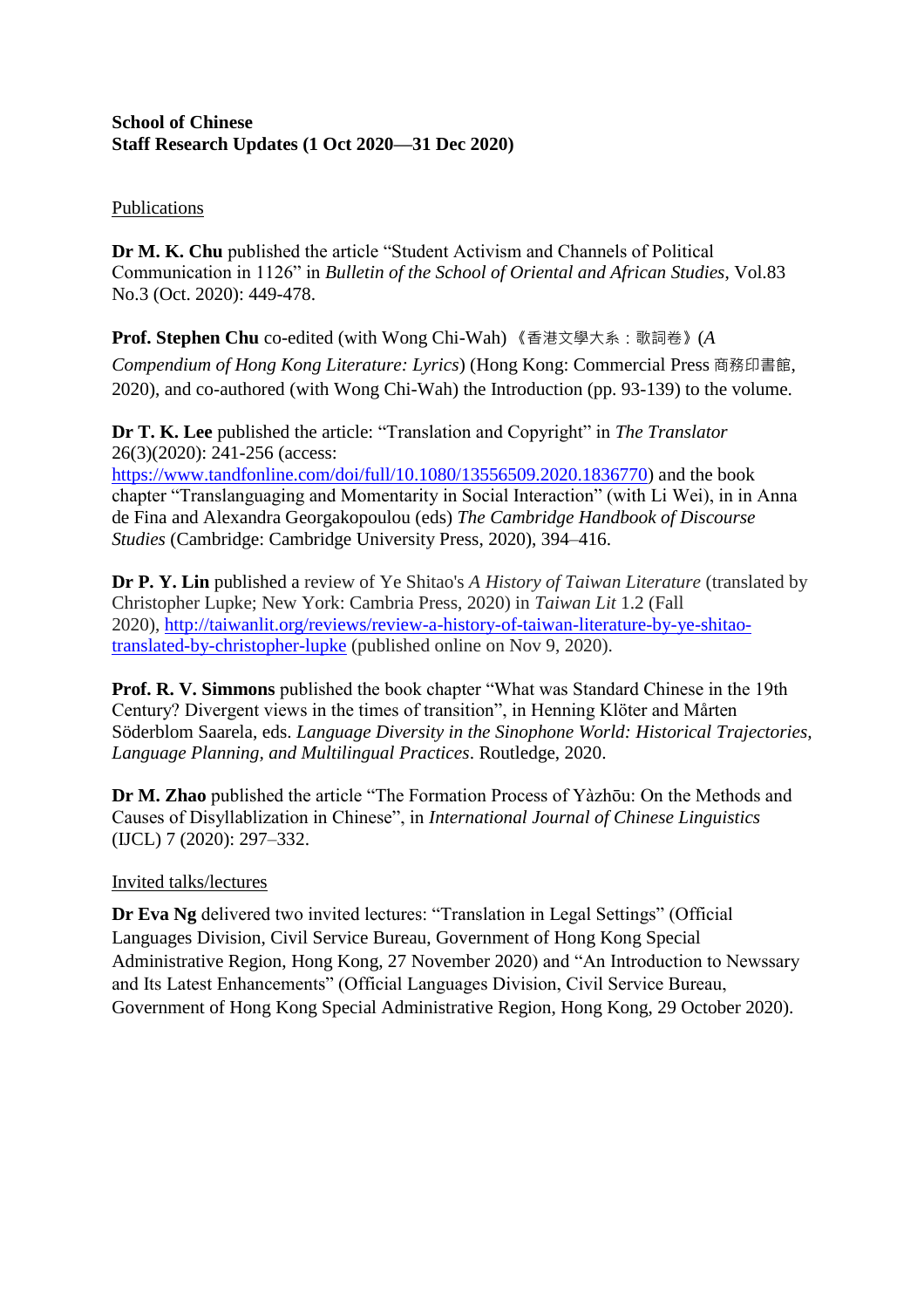**School of Chinese**
**Staff Research Updates (1 Oct 2020—31 Dec 2020)**

Publications

**Dr M. K. Chu** published the article "Student Activism and Channels of Political Communication in 1126" in *Bulletin of the School of Oriental and African Studies*, Vol.83 No.3 (Oct. 2020): 449-478.

**Prof. Stephen Chu** co-edited (with Wong Chi-Wah) 《香港文學大系：歌詞卷》(*A Compendium of Hong Kong Literature: Lyrics*) (Hong Kong: Commercial Press 商務印書館, 2020), and co-authored (with Wong Chi-Wah) the Introduction (pp. 93-139) to the volume.

**Dr T. K. Lee** published the article: "Translation and Copyright" in *The Translator* 26(3)(2020): 241-256 (access: https://www.tandfonline.com/doi/full/10.1080/13556509.2020.1836770) and the book chapter "Translanguaging and Momentarity in Social Interaction" (with Li Wei), in in Anna de Fina and Alexandra Georgakopoulou (eds) *The Cambridge Handbook of Discourse Studies* (Cambridge: Cambridge University Press, 2020), 394–416.

**Dr P. Y. Lin** published a review of Ye Shitao's *A History of Taiwan Literature* (translated by Christopher Lupke; New York: Cambria Press, 2020) in *Taiwan Lit* 1.2 (Fall 2020), http://taiwanlit.org/reviews/review-a-history-of-taiwan-literature-by-ye-shitao-translated-by-christopher-lupke (published online on Nov 9, 2020).

**Prof. R. V. Simmons** published the book chapter "What was Standard Chinese in the 19th Century? Divergent views in the times of transition", in Henning Klöter and Mårten Söderblom Saarela, eds. *Language Diversity in the Sinophone World: Historical Trajectories, Language Planning, and Multilingual Practices*. Routledge, 2020.

**Dr M. Zhao** published the article "The Formation Process of Yàzhōu: On the Methods and Causes of Disyllablization in Chinese", in *International Journal of Chinese Linguistics* (IJCL) 7 (2020): 297–332.

Invited talks/lectures

**Dr Eva Ng** delivered two invited lectures: "Translation in Legal Settings" (Official Languages Division, Civil Service Bureau, Government of Hong Kong Special Administrative Region, Hong Kong, 27 November 2020) and "An Introduction to Newssary and Its Latest Enhancements" (Official Languages Division, Civil Service Bureau, Government of Hong Kong Special Administrative Region, Hong Kong, 29 October 2020).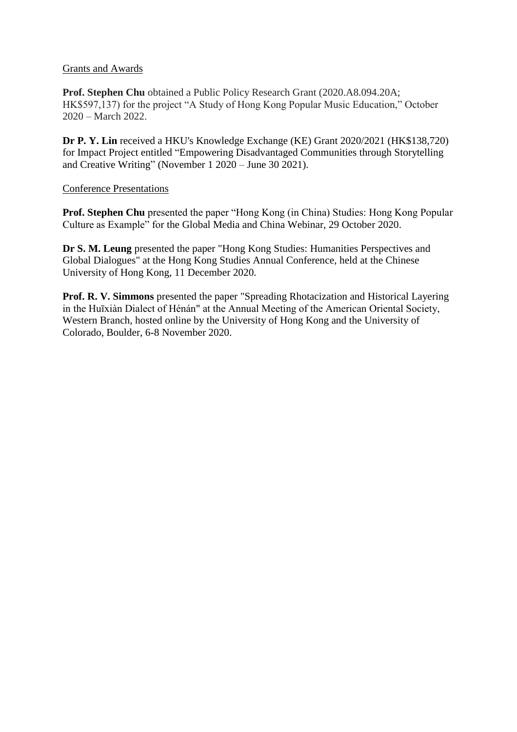<u>Grants and Awards</u>

**Prof. Stephen Chu** obtained a Public Policy Research Grant (2020.A8.094.20A; HK$597,137) for the project "A Study of Hong Kong Popular Music Education," October 2020 – March 2022.

**Dr P. Y. Lin** received a HKU's Knowledge Exchange (KE) Grant 2020/2021 (HK$138,720) for Impact Project entitled "Empowering Disadvantaged Communities through Storytelling and Creative Writing" (November 1 2020 – June 30 2021).

<u>Conference Presentations</u>

**Prof. Stephen Chu** presented the paper "Hong Kong (in China) Studies: Hong Kong Popular Culture as Example" for the Global Media and China Webinar, 29 October 2020.

**Dr S. M. Leung** presented the paper "Hong Kong Studies: Humanities Perspectives and Global Dialogues" at the Hong Kong Studies Annual Conference, held at the Chinese University of Hong Kong, 11 December 2020.

**Prof. R. V. Simmons** presented the paper "Spreading Rhotacization and Historical Layering in the Huīxiàn Dialect of Hénán" at the Annual Meeting of the American Oriental Society, Western Branch, hosted online by the University of Hong Kong and the University of Colorado, Boulder, 6-8 November 2020.